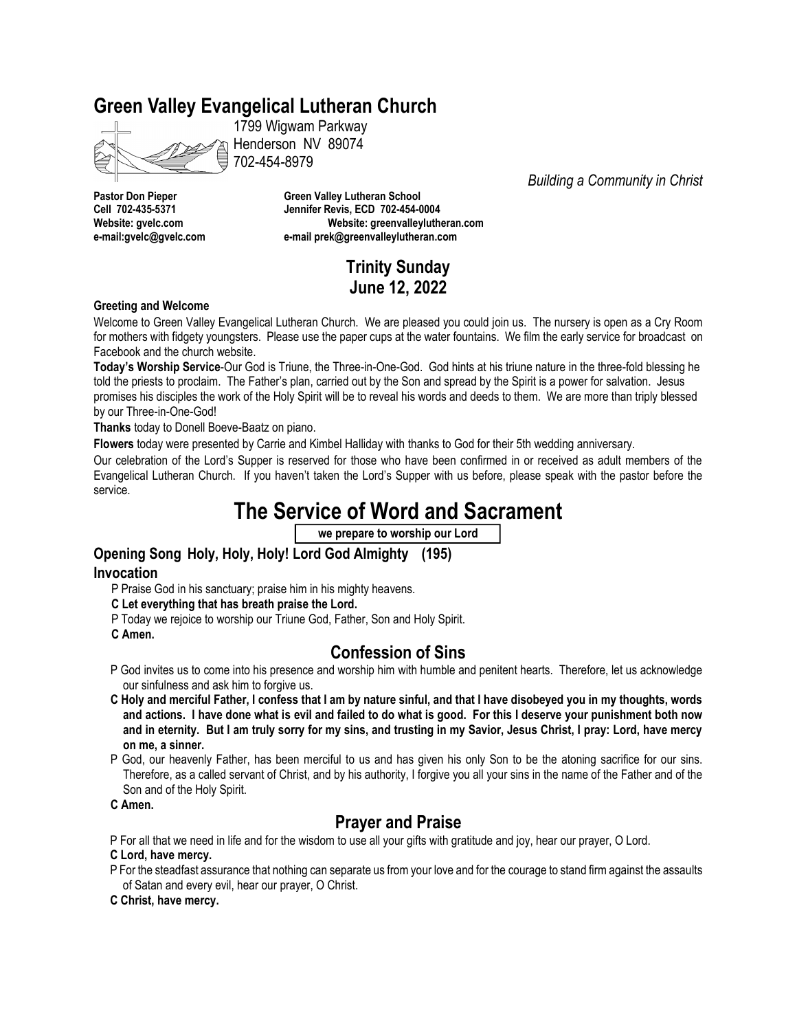# Green Valley Evangelical Lutheran Church

1799 Wigwam Parkway
Henderson NV 89074
702-454-8979

*Building a Community in Christ*

**Pastor Don Pieper**
**Cell 702-435-5371**
**Website: gvelc.com**
**e-mail:gvelc@gvelc.com**

**Green Valley Lutheran School**
**Jennifer Revis, ECD 702-454-0004**
**Website: greenvalleylutheran.com**
**e-mail prek@greenvalleylutheran.com**

## Trinity Sunday
## June 12, 2022

**Greeting and Welcome**

Welcome to Green Valley Evangelical Lutheran Church. We are pleased you could join us. The nursery is open as a Cry Room for mothers with fidgety youngsters. Please use the paper cups at the water fountains. We film the early service for broadcast on Facebook and the church website.

**Today's Worship Service**-Our God is Triune, the Three-in-One-God. God hints at his triune nature in the three-fold blessing he told the priests to proclaim. The Father's plan, carried out by the Son and spread by the Spirit is a power for salvation. Jesus promises his disciples the work of the Holy Spirit will be to reveal his words and deeds to them. We are more than triply blessed by our Three-in-One-God!

**Thanks** today to Donell Boeve-Baatz on piano.

**Flowers** today were presented by Carrie and Kimbel Halliday with thanks to God for their 5th wedding anniversary.

Our celebration of the Lord's Supper is reserved for those who have been confirmed in or received as adult members of the Evangelical Lutheran Church. If you haven't taken the Lord's Supper with us before, please speak with the pastor before the service.

# The Service of Word and Sacrament

**we prepare to worship our Lord**

### Opening Song Holy, Holy, Holy! Lord God Almighty (195)

### Invocation

P Praise God in his sanctuary; praise him in his mighty heavens.

**C Let everything that has breath praise the Lord.**

P Today we rejoice to worship our Triune God, Father, Son and Holy Spirit.

**C Amen.**

## Confession of Sins

P God invites us to come into his presence and worship him with humble and penitent hearts. Therefore, let us acknowledge our sinfulness and ask him to forgive us.

**C Holy and merciful Father, I confess that I am by nature sinful, and that I have disobeyed you in my thoughts, words and actions. I have done what is evil and failed to do what is good. For this I deserve your punishment both now and in eternity. But I am truly sorry for my sins, and trusting in my Savior, Jesus Christ, I pray: Lord, have mercy on me, a sinner.**

P God, our heavenly Father, has been merciful to us and has given his only Son to be the atoning sacrifice for our sins. Therefore, as a called servant of Christ, and by his authority, I forgive you all your sins in the name of the Father and of the Son and of the Holy Spirit.

**C Amen.**

## Prayer and Praise

P For all that we need in life and for the wisdom to use all your gifts with gratitude and joy, hear our prayer, O Lord.

**C Lord, have mercy.**

P For the steadfast assurance that nothing can separate us from your love and for the courage to stand firm against the assaults of Satan and every evil, hear our prayer, O Christ.

**C Christ, have mercy.**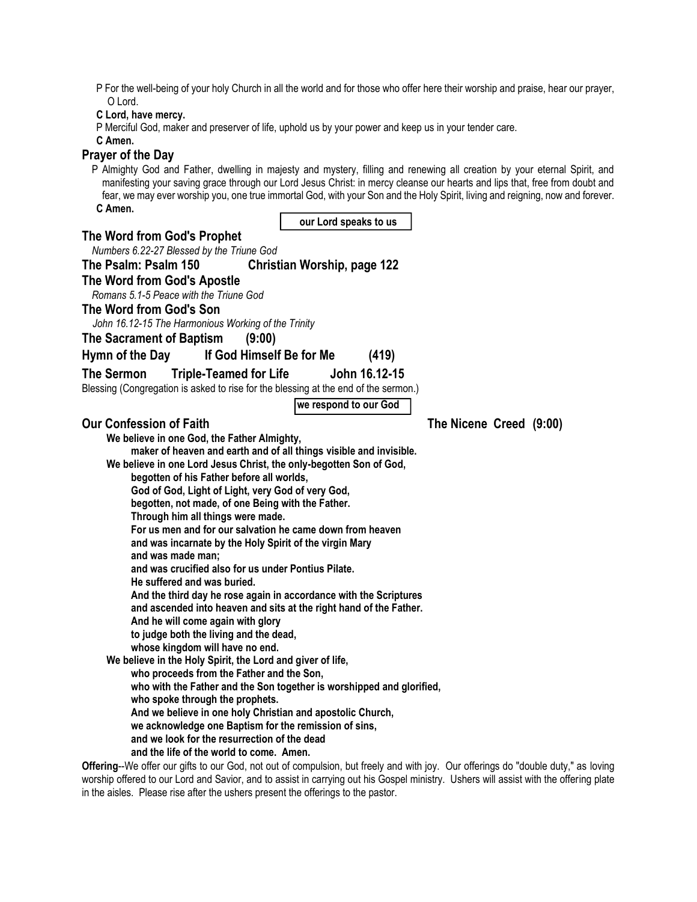P For the well-being of your holy Church in all the world and for those who offer here their worship and praise, hear our prayer, O Lord.

**C Lord, have mercy.**

P Merciful God, maker and preserver of life, uphold us by your power and keep us in your tender care.

**C Amen.**

## Prayer of the Day

P Almighty God and Father, dwelling in majesty and mystery, filling and renewing all creation by your eternal Spirit, and manifesting your saving grace through our Lord Jesus Christ: in mercy cleanse our hearts and lips that, free from doubt and fear, we may ever worship you, one true immortal God, with your Son and the Holy Spirit, living and reigning, now and forever.

**C Amen.**

**our Lord speaks to us**

## The Word from God's Prophet

*Numbers 6.22-27 Blessed by the Triune God*

## The Psalm: Psalm 150 Christian Worship, page 122

## The Word from God's Apostle

*Romans 5.1-5 Peace with the Triune God*

## The Word from God's Son

*John 16.12-15 The Harmonious Working of the Trinity*

## The Sacrament of Baptism (9:00)

## Hymn of the Day If God Himself Be for Me (419)

## The Sermon Triple-Teamed for Life John 16.12-15

Blessing (Congregation is asked to rise for the blessing at the end of the sermon.)

**we respond to our God**

## Our Confession of Faith The Nicene Creed (9:00)

**We believe in one God, the Father Almighty,**
**maker of heaven and earth and of all things visible and invisible.**
**We believe in one Lord Jesus Christ, the only-begotten Son of God,**
**begotten of his Father before all worlds,**
**God of God, Light of Light, very God of very God,**
**begotten, not made, of one Being with the Father.**
**Through him all things were made.**
**For us men and for our salvation he came down from heaven**
**and was incarnate by the Holy Spirit of the virgin Mary**
**and was made man;**
**and was crucified also for us under Pontius Pilate.**
**He suffered and was buried.**
**And the third day he rose again in accordance with the Scriptures**
**and ascended into heaven and sits at the right hand of the Father.**
**And he will come again with glory**
**to judge both the living and the dead,**
**whose kingdom will have no end.**
**We believe in the Holy Spirit, the Lord and giver of life,**
**who proceeds from the Father and the Son,**
**who with the Father and the Son together is worshipped and glorified,**
**who spoke through the prophets.**
**And we believe in one holy Christian and apostolic Church,**
**we acknowledge one Baptism for the remission of sins,**
**and we look for the resurrection of the dead**
**and the life of the world to come. Amen.**

**Offering**--We offer our gifts to our God, not out of compulsion, but freely and with joy. Our offerings do "double duty," as loving worship offered to our Lord and Savior, and to assist in carrying out his Gospel ministry. Ushers will assist with the offering plate in the aisles. Please rise after the ushers present the offerings to the pastor.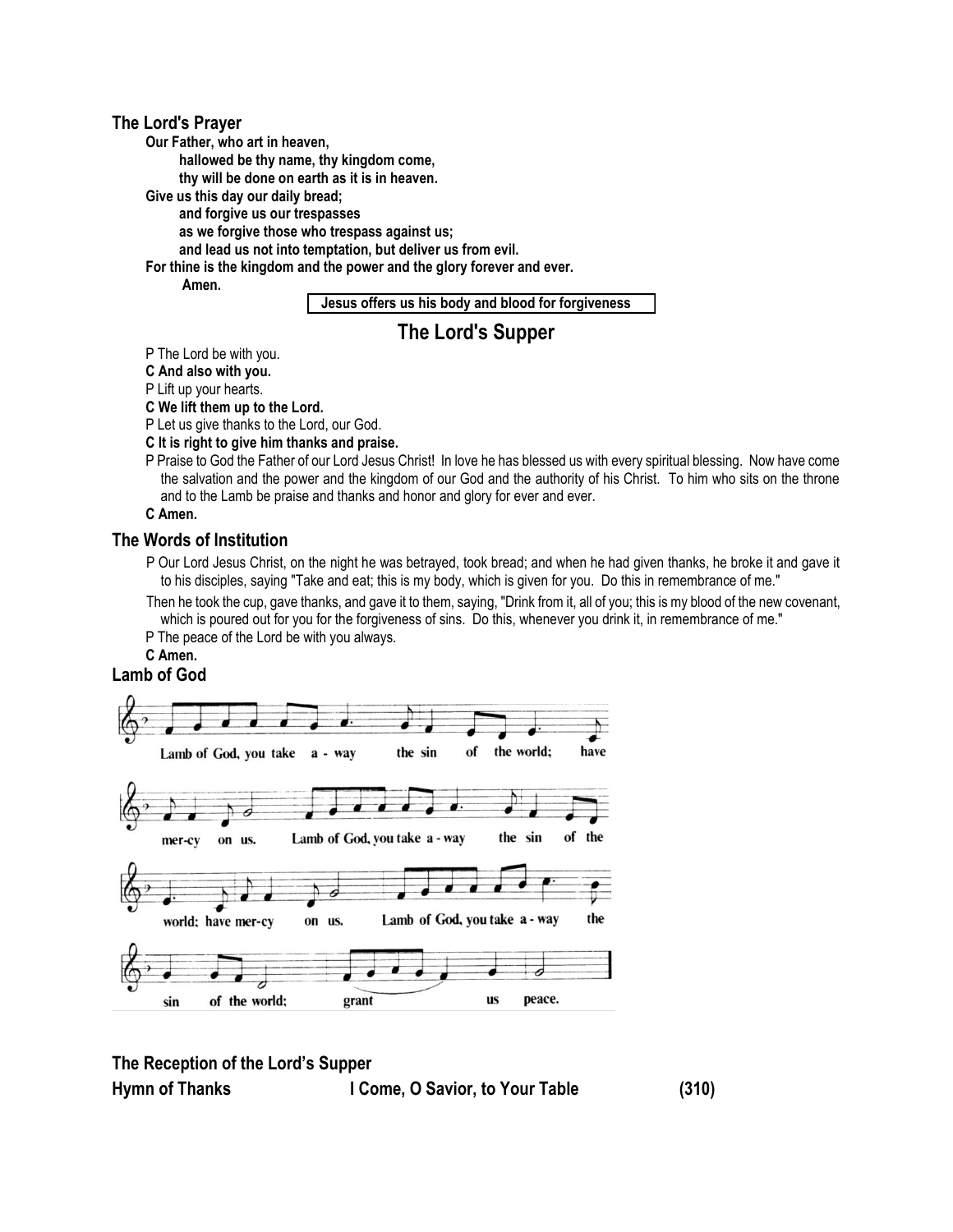## The Lord's Prayer

**Our Father, who art in heaven,**
**hallowed be thy name, thy kingdom come,**
**thy will be done on earth as it is in heaven.**
**Give us this day our daily bread;**
**and forgive us our trespasses**
**as we forgive those who trespass against us;**
**and lead us not into temptation, but deliver us from evil.**
**For thine is the kingdom and the power and the glory forever and ever.**
**Amen.**

**Jesus offers us his body and blood for forgiveness**

# The Lord's Supper

P The Lord be with you.
**C And also with you.**
P Lift up your hearts.
**C We lift them up to the Lord.**
P Let us give thanks to the Lord, our God.
**C It is right to give him thanks and praise.**
P Praise to God the Father of our Lord Jesus Christ! In love he has blessed us with every spiritual blessing. Now have come the salvation and the power and the kingdom of our God and the authority of his Christ. To him who sits on the throne and to the Lamb be praise and thanks and honor and glory for ever and ever.
**C Amen.**

## The Words of Institution

P Our Lord Jesus Christ, on the night he was betrayed, took bread; and when he had given thanks, he broke it and gave it to his disciples, saying "Take and eat; this is my body, which is given for you. Do this in remembrance of me."

Then he took the cup, gave thanks, and gave it to them, saying, "Drink from it, all of you; this is my blood of the new covenant, which is poured out for you for the forgiveness of sins. Do this, whenever you drink it, in remembrance of me."

P The peace of the Lord be with you always.
**C Amen.**

## Lamb of God

Lamb of God, you take a - way the sin of the world; have mer-cy on us. Lamb of God, you take a - way the sin of the world; have mer-cy on us. Lamb of God, you take a - way the sin of the world; grant us peace.

## The Reception of the Lord's Supper

**Hymn of Thanks** **I Come, O Savior, to Your Table** **(310)**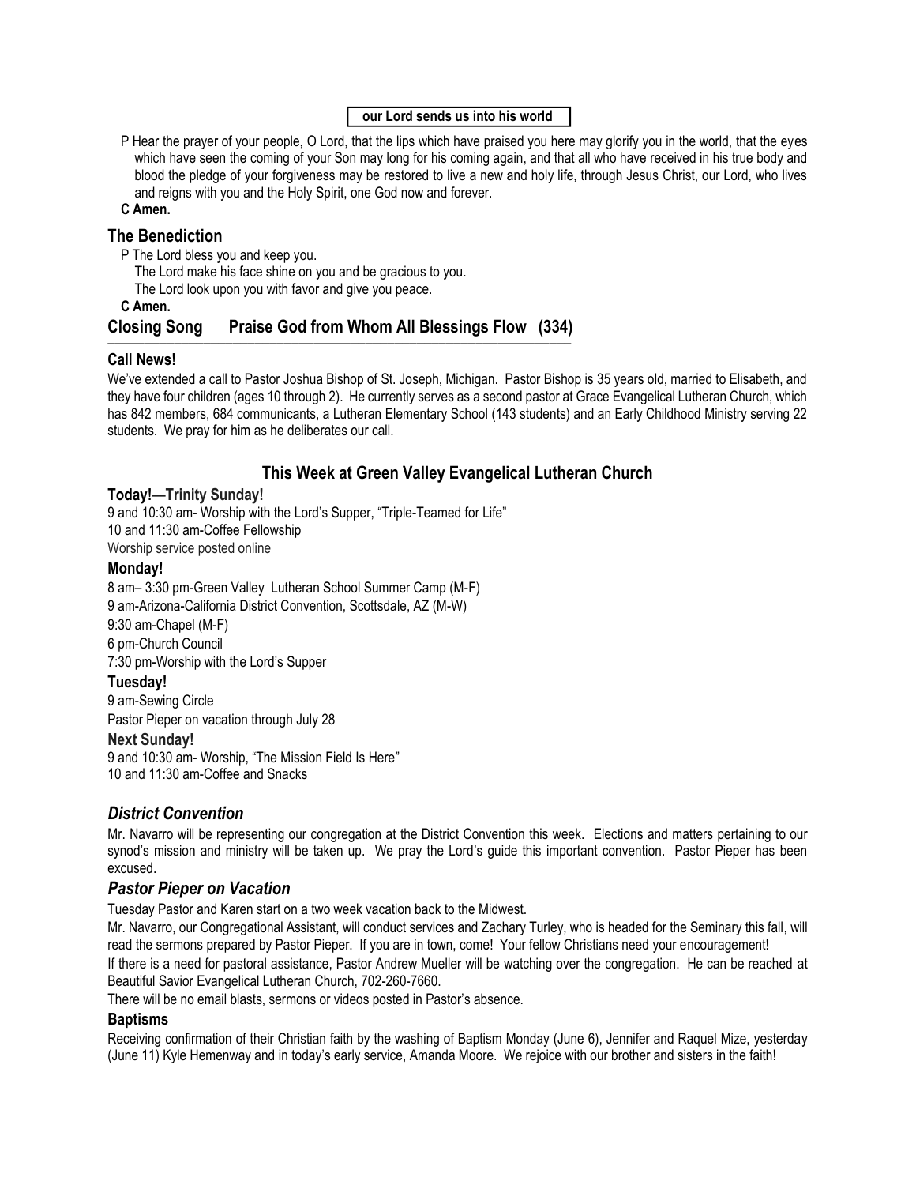**our Lord sends us into his world**

P Hear the prayer of your people, O Lord, that the lips which have praised you here may glorify you in the world, that the eyes which have seen the coming of your Son may long for his coming again, and that all who have received in his true body and blood the pledge of your forgiveness may be restored to live a new and holy life, through Jesus Christ, our Lord, who lives and reigns with you and the Holy Spirit, one God now and forever.

**C Amen.**

## The Benediction

P The Lord bless you and keep you.
The Lord make his face shine on you and be gracious to you.
The Lord look upon you with favor and give you peace.

**C Amen.**

## Closing Song Praise God from Whom All Blessings Flow (334)

---

### Call News!

We've extended a call to Pastor Joshua Bishop of St. Joseph, Michigan. Pastor Bishop is 35 years old, married to Elisabeth, and they have four children (ages 10 through 2). He currently serves as a second pastor at Grace Evangelical Lutheran Church, which has 842 members, 684 communicants, a Lutheran Elementary School (143 students) and an Early Childhood Ministry serving 22 students. We pray for him as he deliberates our call.

## This Week at Green Valley Evangelical Lutheran Church

### Today!—Trinity Sunday!

9 and 10:30 am- Worship with the Lord's Supper, "Triple-Teamed for Life"
10 and 11:30 am-Coffee Fellowship
Worship service posted online

### Monday!

8 am– 3:30 pm-Green Valley Lutheran School Summer Camp (M-F)
9 am-Arizona-California District Convention, Scottsdale, AZ (M-W)
9:30 am-Chapel (M-F)
6 pm-Church Council
7:30 pm-Worship with the Lord's Supper

### Tuesday!

9 am-Sewing Circle
Pastor Pieper on vacation through July 28

### Next Sunday!

9 and 10:30 am- Worship, "The Mission Field Is Here"
10 and 11:30 am-Coffee and Snacks

### *District Convention*

Mr. Navarro will be representing our congregation at the District Convention this week. Elections and matters pertaining to our synod's mission and ministry will be taken up. We pray the Lord's guide this important convention. Pastor Pieper has been excused.

### *Pastor Pieper on Vacation*

Tuesday Pastor and Karen start on a two week vacation back to the Midwest.

Mr. Navarro, our Congregational Assistant, will conduct services and Zachary Turley, who is headed for the Seminary this fall, will read the sermons prepared by Pastor Pieper. If you are in town, come! Your fellow Christians need your encouragement!

If there is a need for pastoral assistance, Pastor Andrew Mueller will be watching over the congregation. He can be reached at Beautiful Savior Evangelical Lutheran Church, 702-260-7660.

There will be no email blasts, sermons or videos posted in Pastor's absence.

### Baptisms

Receiving confirmation of their Christian faith by the washing of Baptism Monday (June 6), Jennifer and Raquel Mize, yesterday (June 11) Kyle Hemenway and in today's early service, Amanda Moore. We rejoice with our brother and sisters in the faith!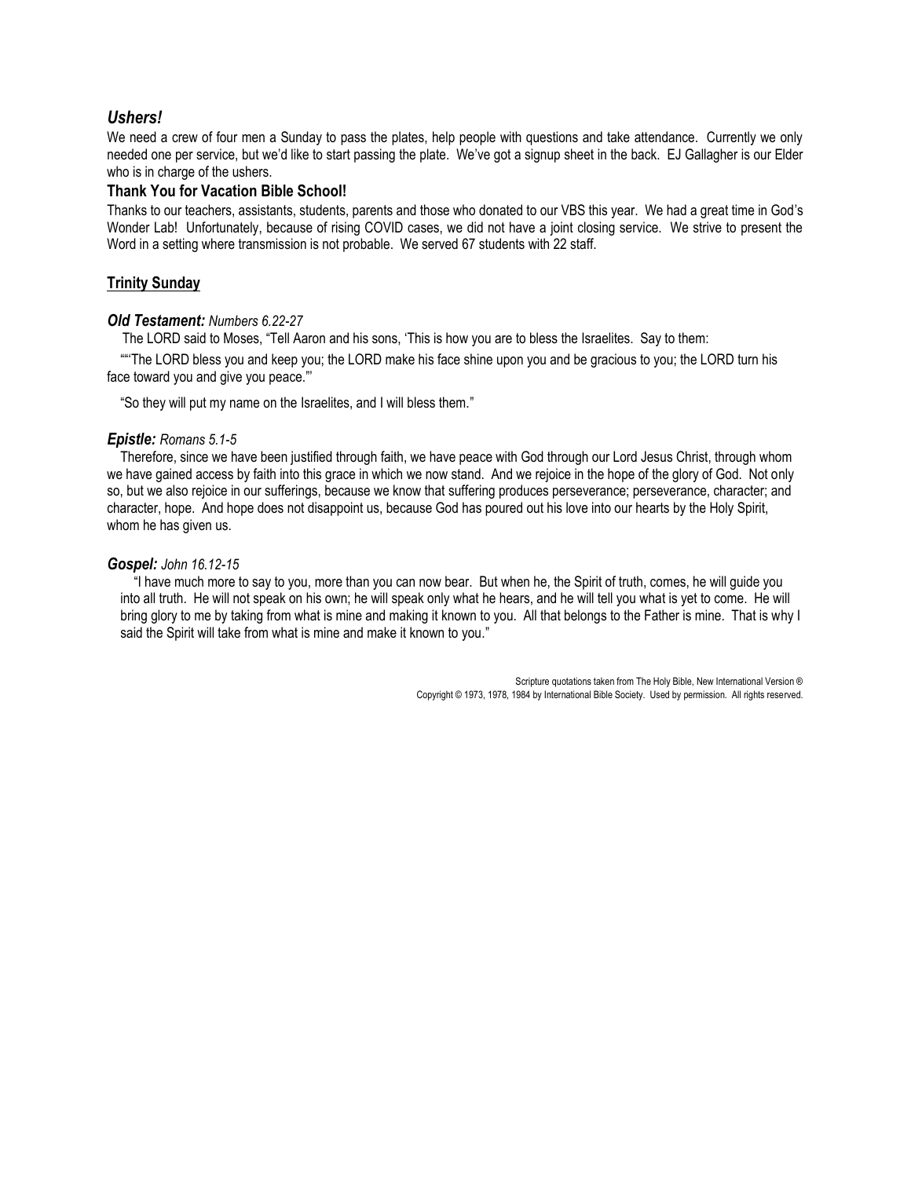## *Ushers!*

We need a crew of four men a Sunday to pass the plates, help people with questions and take attendance. Currently we only needed one per service, but we'd like to start passing the plate. We've got a signup sheet in the back. EJ Gallagher is our Elder who is in charge of the ushers.

### Thank You for Vacation Bible School!

Thanks to our teachers, assistants, students, parents and those who donated to our VBS this year. We had a great time in God's Wonder Lab! Unfortunately, because of rising COVID cases, we did not have a joint closing service. We strive to present the Word in a setting where transmission is not probable. We served 67 students with 22 staff.

## Trinity Sunday

### *Old Testament:* *Numbers 6.22-27*

The LORD said to Moses, "Tell Aaron and his sons, 'This is how you are to bless the Israelites. Say to them:

""'The LORD bless you and keep you; the LORD make his face shine upon you and be gracious to you; the LORD turn his face toward you and give you peace."'

"So they will put my name on the Israelites, and I will bless them."

### *Epistle:* *Romans 5.1-5*

Therefore, since we have been justified through faith, we have peace with God through our Lord Jesus Christ, through whom we have gained access by faith into this grace in which we now stand. And we rejoice in the hope of the glory of God. Not only so, but we also rejoice in our sufferings, because we know that suffering produces perseverance; perseverance, character; and character, hope. And hope does not disappoint us, because God has poured out his love into our hearts by the Holy Spirit, whom he has given us.

### *Gospel:* *John 16.12-15*

"I have much more to say to you, more than you can now bear. But when he, the Spirit of truth, comes, he will guide you into all truth. He will not speak on his own; he will speak only what he hears, and he will tell you what is yet to come. He will bring glory to me by taking from what is mine and making it known to you. All that belongs to the Father is mine. That is why I said the Spirit will take from what is mine and make it known to you."

Scripture quotations taken from The Holy Bible, New International Version ®
Copyright © 1973, 1978, 1984 by International Bible Society. Used by permission. All rights reserved.